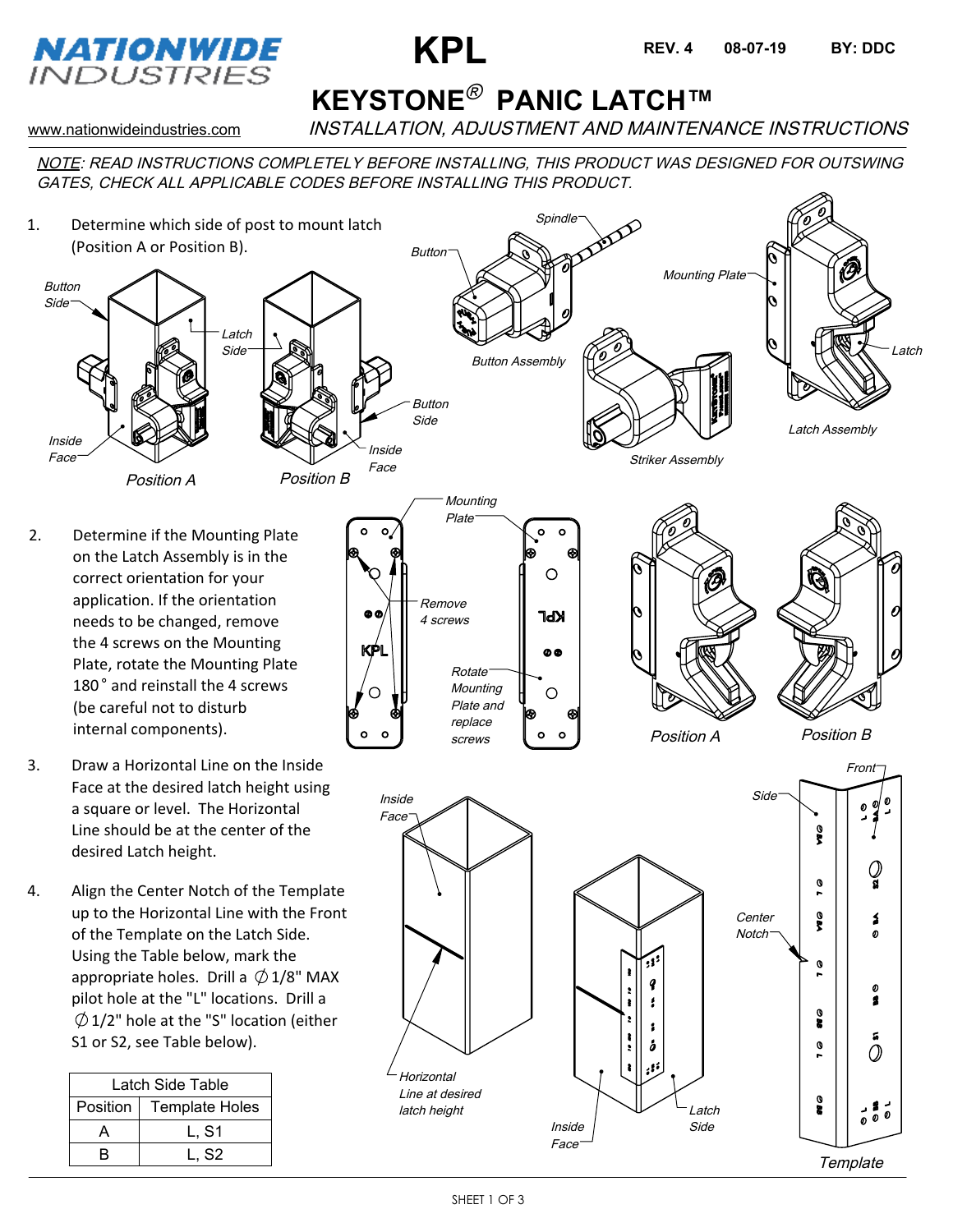# NATIONWIDE INDUSTRIES

# KPL

REV. 4 08-07-19 BY: DDC

## KEYSTONE® PANIC LATCH™

www.nationwideindustries.com

*INSTALLATION, ADJUSTMENT AND MAINTENANCE INSTRUCTIONS*

*NOTE: READ INSTRUCTIONS COMPLETELY BEFORE INSTALLING, THIS PRODUCT WAS DESIGNED FOR OUTSWING GATES, CHECK ALL APPLICABLE CODES BEFORE INSTALLING THIS PRODUCT.*

1. Determine which side of post to mount latch (Position A or Position B).

2. Determine if the Mounting Plate on the Latch Assembly is in the correct orientation for your application. If the orientation needs to be changed, remove the 4 screws on the Mounting Plate, rotate the Mounting Plate 180° and reinstall the 4 screws (be careful not to disturb internal components).

3. Draw a Horizontal Line on the Inside Face at the desired latch height using a square or level. The Horizontal Line should be at the center of the desired Latch height.

4. Align the Center Notch of the Template up to the Horizontal Line with the Front of the Template on the Latch Side. Using the Table below, mark the appropriate holes. Drill a ∅1/8" MAX pilot hole at the "L" locations. Drill a ∅1/2" hole at the "S" location (either S1 or S2, see Table below).

| Latch Side Table | |
|---|---|
| Position | Template Holes |
| A | L, S1 |
| B | L, S2 |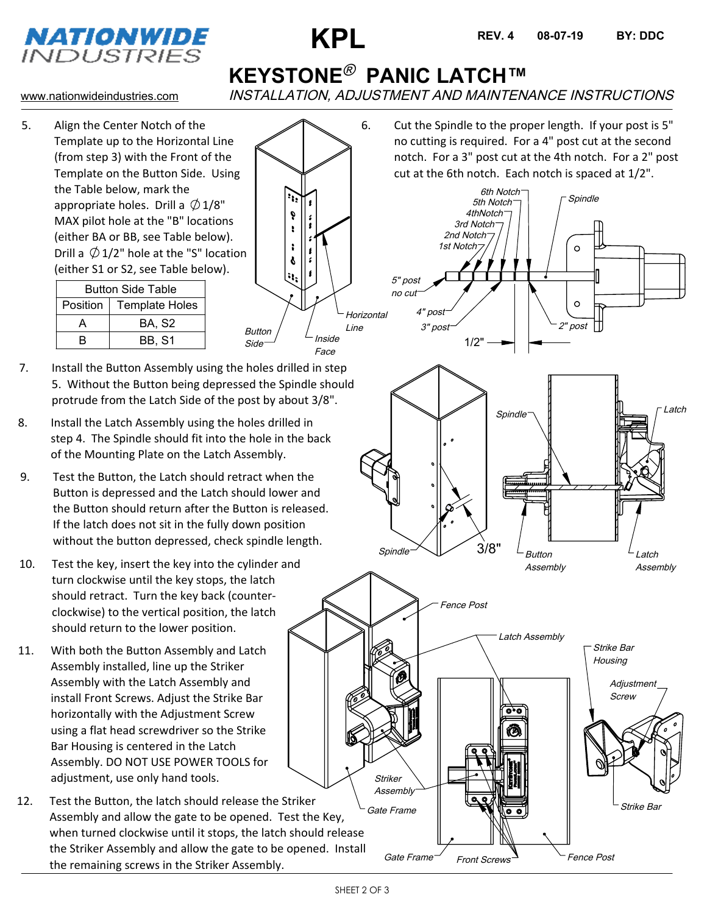# KPL

REV. 4 08-07-19 BY: DDC

## KEYSTONE® PANIC LATCH™

*INSTALLATION, ADJUSTMENT AND MAINTENANCE INSTRUCTIONS*

www.nationwideindustries.com

5. Align the Center Notch of the Template up to the Horizontal Line (from step 3) with the Front of the Template on the Button Side. Using the Table below, mark the appropriate holes. Drill a ∅1/8" MAX pilot hole at the "B" locations (either BA or BB, see Table below). Drill a ∅1/2" hole at the "S" location (either S1 or S2, see Table below).

| Button Side Table | |
|---|---|
| Position | Template Holes |
| A | BA, S2 |
| B | BB, S1 |

6. Cut the Spindle to the proper length. If your post is 5" no cutting is required. For a 4" post cut at the second notch. For a 3" post cut at the 4th notch. For a 2" post cut at the 6th notch. Each notch is spaced at 1/2".

7. Install the Button Assembly using the holes drilled in step 5. Without the Button being depressed the Spindle should protrude from the Latch Side of the post by about 3/8".

8. Install the Latch Assembly using the holes drilled in step 4. The Spindle should fit into the hole in the back of the Mounting Plate on the Latch Assembly.

9. Test the Button, the Latch should retract when the Button is depressed and the Latch should lower and the Button should return after the Button is released. If the latch does not sit in the fully down position without the button depressed, check spindle length.

10. Test the key, insert the key into the cylinder and turn clockwise until the key stops, the latch should retract. Turn the key back (counter-clockwise) to the vertical position, the latch should return to the lower position.

11. With both the Button Assembly and Latch Assembly installed, line up the Striker Assembly with the Latch Assembly and install Front Screws. Adjust the Strike Bar horizontally with the Adjustment Screw using a flat head screwdriver so the Strike Bar Housing is centered in the Latch Assembly. DO NOT USE POWER TOOLS for adjustment, use only hand tools.

12. Test the Button, the latch should release the Striker Assembly and allow the gate to be opened. Test the Key, when turned clockwise until it stops, the latch should release the Striker Assembly and allow the gate to be opened. Install the remaining screws in the Striker Assembly.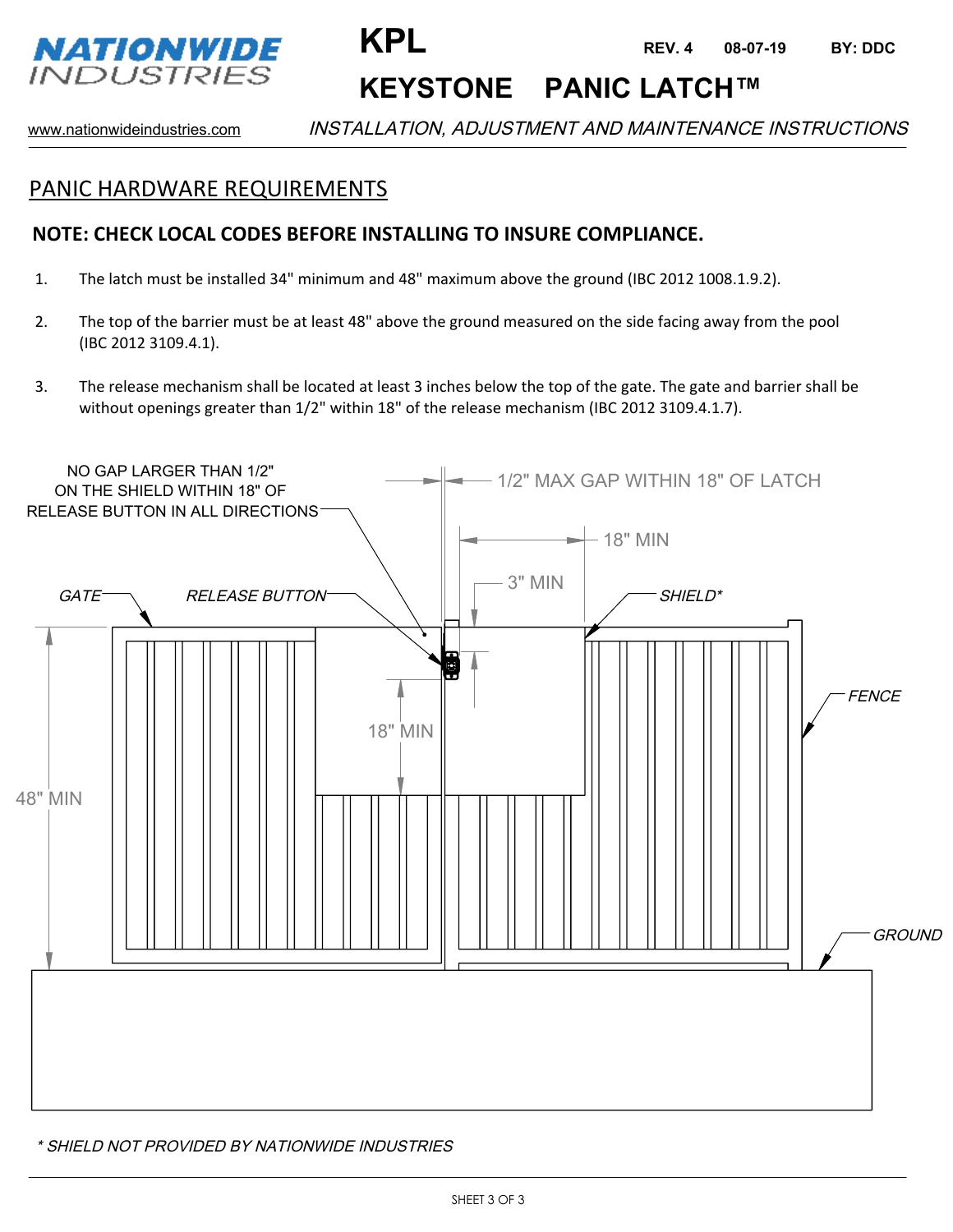# KPL

REV. 4 08-07-19 BY: DDC

# KEYSTONE PANIC LATCH™

www.nationwideindustries.com

*INSTALLATION, ADJUSTMENT AND MAINTENANCE INSTRUCTIONS*

## PANIC HARDWARE REQUIREMENTS

**NOTE: CHECK LOCAL CODES BEFORE INSTALLING TO INSURE COMPLIANCE.**

1. The latch must be installed 34" minimum and 48" maximum above the ground (IBC 2012 1008.1.9.2).

2. The top of the barrier must be at least 48" above the ground measured on the side facing away from the pool (IBC 2012 3109.4.1).

3. The release mechanism shall be located at least 3 inches below the top of the gate. The gate and barrier shall be without openings greater than 1/2" within 18" of the release mechanism (IBC 2012 3109.4.1.7).

NO GAP LARGER THAN 1/2" ON THE SHIELD WITHIN 18" OF RELEASE BUTTON IN ALL DIRECTIONS

1/2" MAX GAP WITHIN 18" OF LATCH

18" MIN

3" MIN

GATE

RELEASE BUTTON

SHIELD*

FENCE

18" MIN

48" MIN

GROUND

*\* SHIELD NOT PROVIDED BY NATIONWIDE INDUSTRIES*